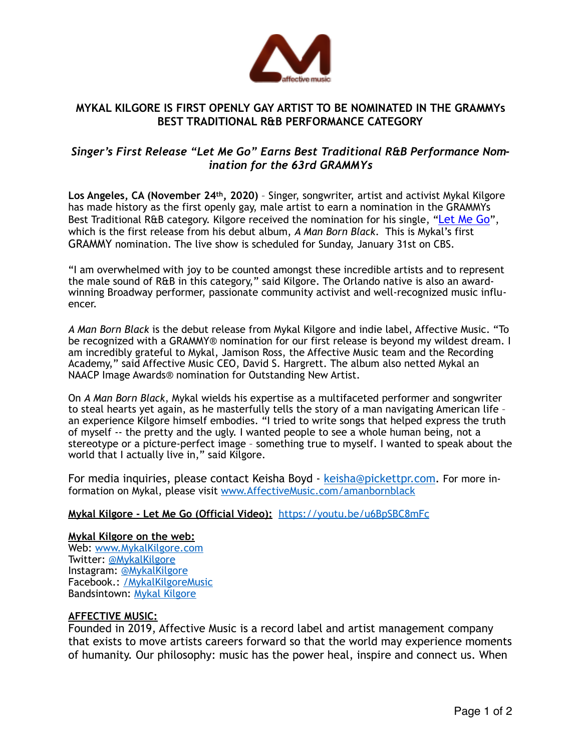# MYKAL KILGORE IS FIRST OPENLY GAY ARTIST TO BE NOMINATED IN THE GRAMMYs BEST TRADITIONAL R&B PERFORMANCE CATEGORY

## *Singer's First Release "Let Me Go" Earns Best Traditional R&B Performance Nomination for the 63rd GRAMMYs*

**Los Angeles, CA (November 24th, 2020)** – Singer, songwriter, artist and activist Mykal Kilgore has made history as the first openly gay, male artist to earn a nomination in the GRAMMYs Best Traditional R&B category. Kilgore received the nomination for his single, "Let Me Go", which is the first release from his debut album, *A Man Born Black*. This is Mykal's first GRAMMY nomination. The live show is scheduled for Sunday, January 31st on CBS.

"I am overwhelmed with joy to be counted amongst these incredible artists and to represent the male sound of R&B in this category," said Kilgore. The Orlando native is also an award-winning Broadway performer, passionate community activist and well-recognized music influencer.

*A Man Born Black* is the debut release from Mykal Kilgore and indie label, Affective Music. "To be recognized with a GRAMMY® nomination for our first release is beyond my wildest dream. I am incredibly grateful to Mykal, Jamison Ross, the Affective Music team and the Recording Academy," said Affective Music CEO, David S. Hargrett. The album also netted Mykal an NAACP Image Awards® nomination for Outstanding New Artist.

On *A Man Born Black*, Mykal wields his expertise as a multifaceted performer and songwriter to steal hearts yet again, as he masterfully tells the story of a man navigating American life – an experience Kilgore himself embodies. "I tried to write songs that helped express the truth of myself -- the pretty and the ugly. I wanted people to see a whole human being, not a stereotype or a picture-perfect image – something true to myself. I wanted to speak about the world that I actually live in," said Kilgore.

For media inquiries, please contact Keisha Boyd - keisha@pickettpr.com. For more information on Mykal, please visit www.AffectiveMusic.com/amanbornblack

**Mykal Kilgore - Let Me Go (Official Video):** https://youtu.be/u6BpSBC8mFc

**Mykal Kilgore on the web:**
Web: www.MykalKilgore.com
Twitter: @MykalKilgore
Instagram: @MykalKilgore
Facebook.: /MykalKilgoreMusic
Bandsintown: Mykal Kilgore

**AFFECTIVE MUSIC:**
Founded in 2019, Affective Music is a record label and artist management company that exists to move artists careers forward so that the world may experience moments of humanity. Our philosophy: music has the power heal, inspire and connect us. When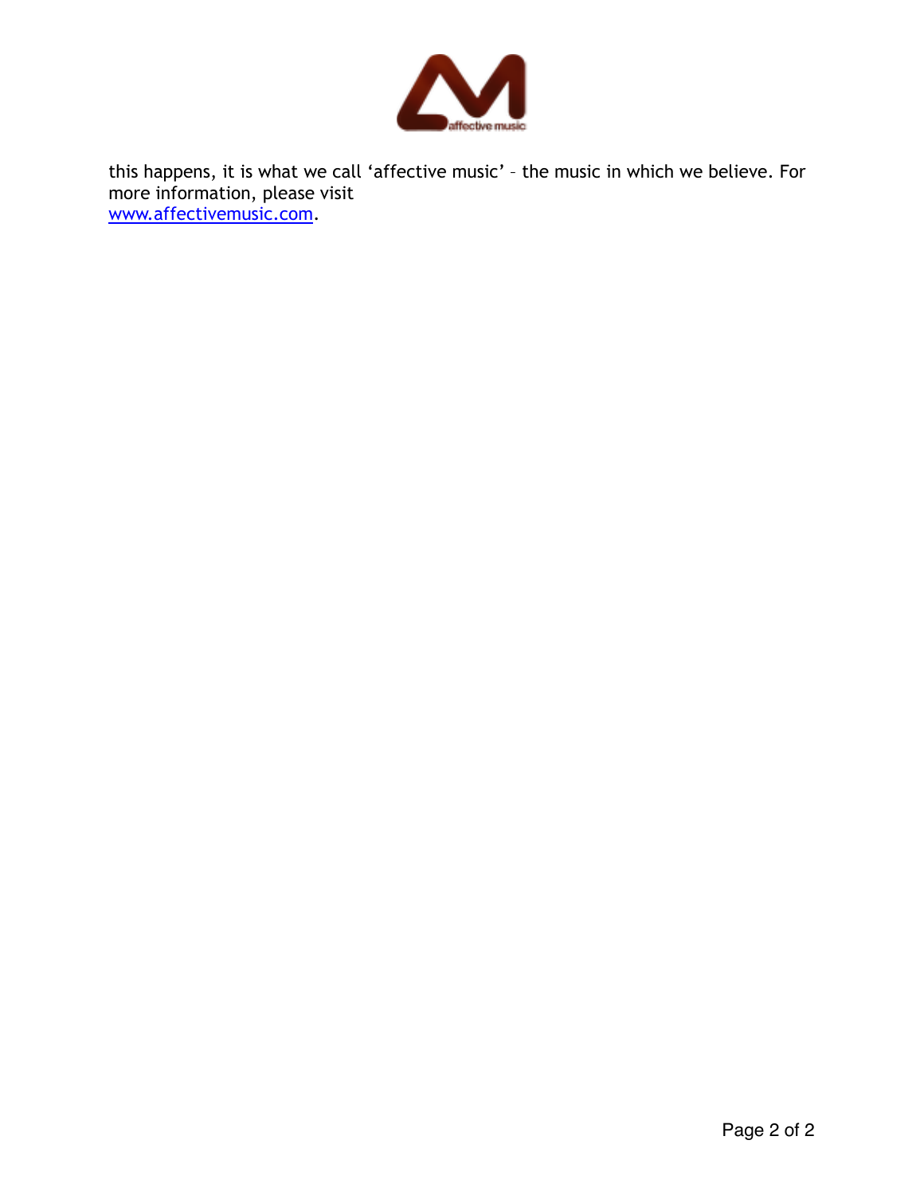this happens, it is what we call 'affective music' – the music in which we believe. For more information, please visit [www.affectivemusic.com](http://www.affectivemusic.com).